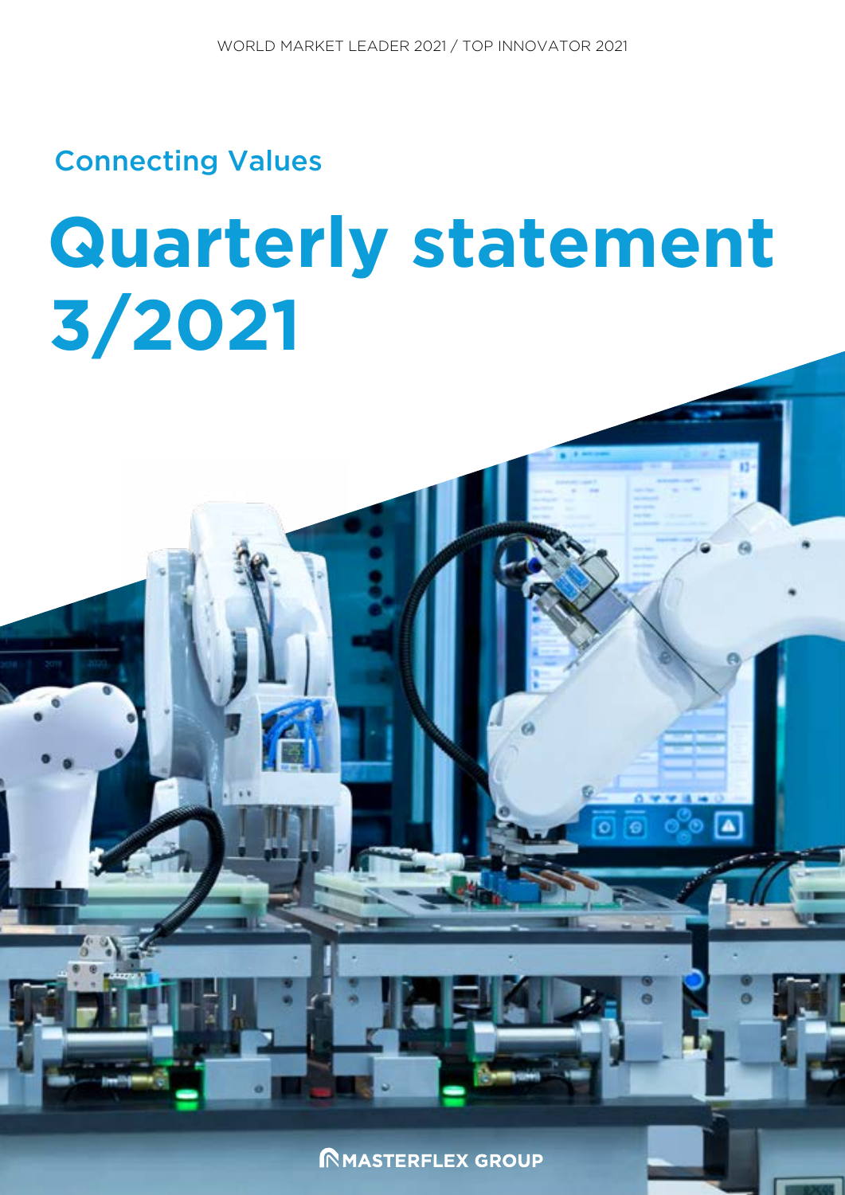WORLD MARKET LEADER 2021 / TOP INNOVATOR 2021

Connecting Values

# Quarterly statement 3/2021

MASTERFLEX GROUP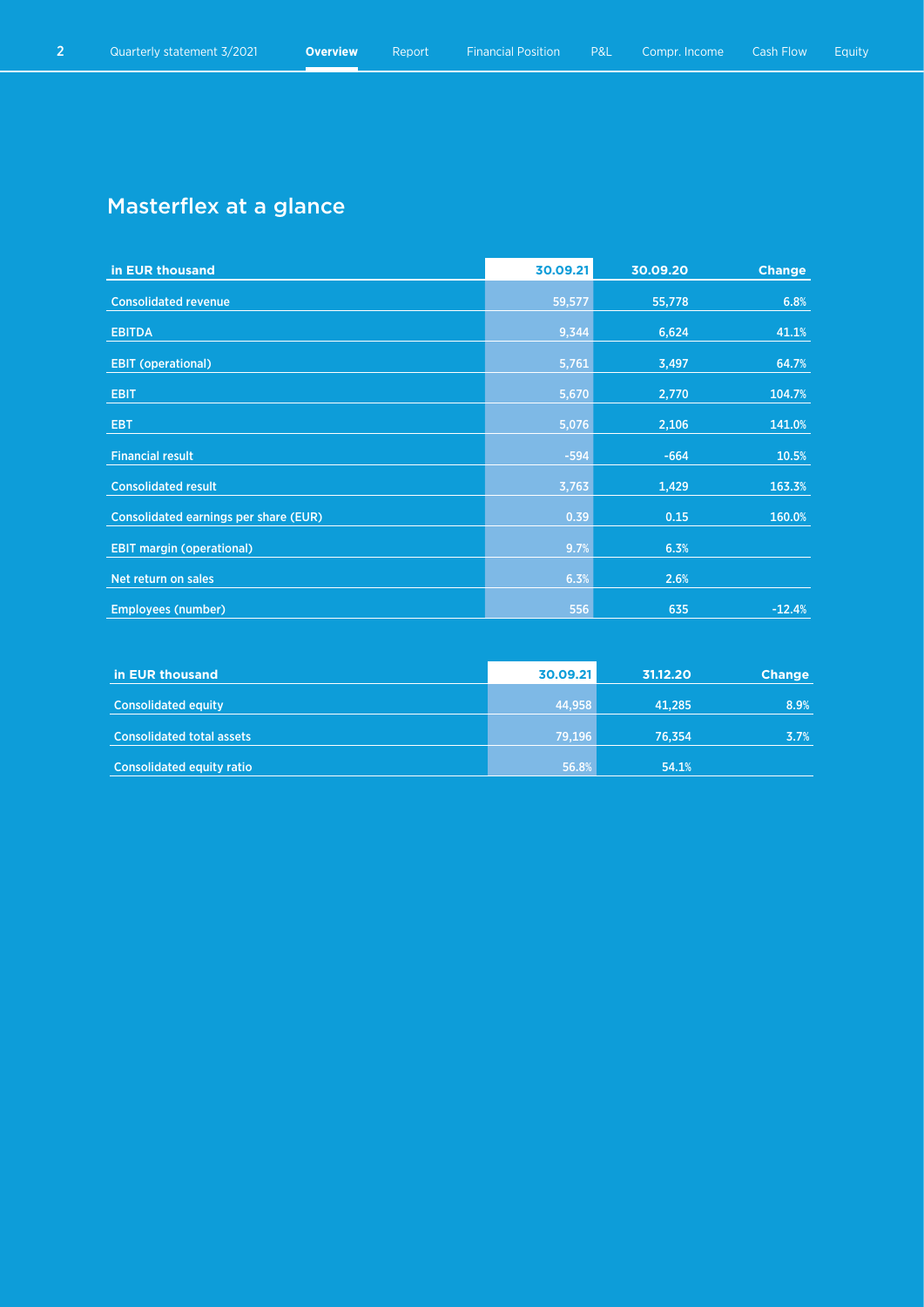# Masterflex at a glance

| in EUR thousand | 30.09.21 | 30.09.20 | Change |
|---|---|---|---|
| Consolidated revenue | 59,577 | 55,778 | 6.8% |
| EBITDA | 9,344 | 6,624 | 41.1% |
| EBIT (operational) | 5,761 | 3,497 | 64.7% |
| EBIT | 5,670 | 2,770 | 104.7% |
| EBT | 5,076 | 2,106 | 141.0% |
| Financial result | -594 | -664 | 10.5% |
| Consolidated result | 3,763 | 1,429 | 163.3% |
| Consolidated earnings per share (EUR) | 0.39 | 0.15 | 160.0% |
| EBIT margin (operational) | 9.7% | 6.3% | |
| Net return on sales | 6.3% | 2.6% | |
| Employees (number) | 556 | 635 | -12.4% |

| in EUR thousand | 30.09.21 | 31.12.20 | Change |
|---|---|---|---|
| Consolidated equity | 44,958 | 41,285 | 8.9% |
| Consolidated total assets | 79,196 | 76,354 | 3.7% |
| Consolidated equity ratio | 56.8% | 54.1% | |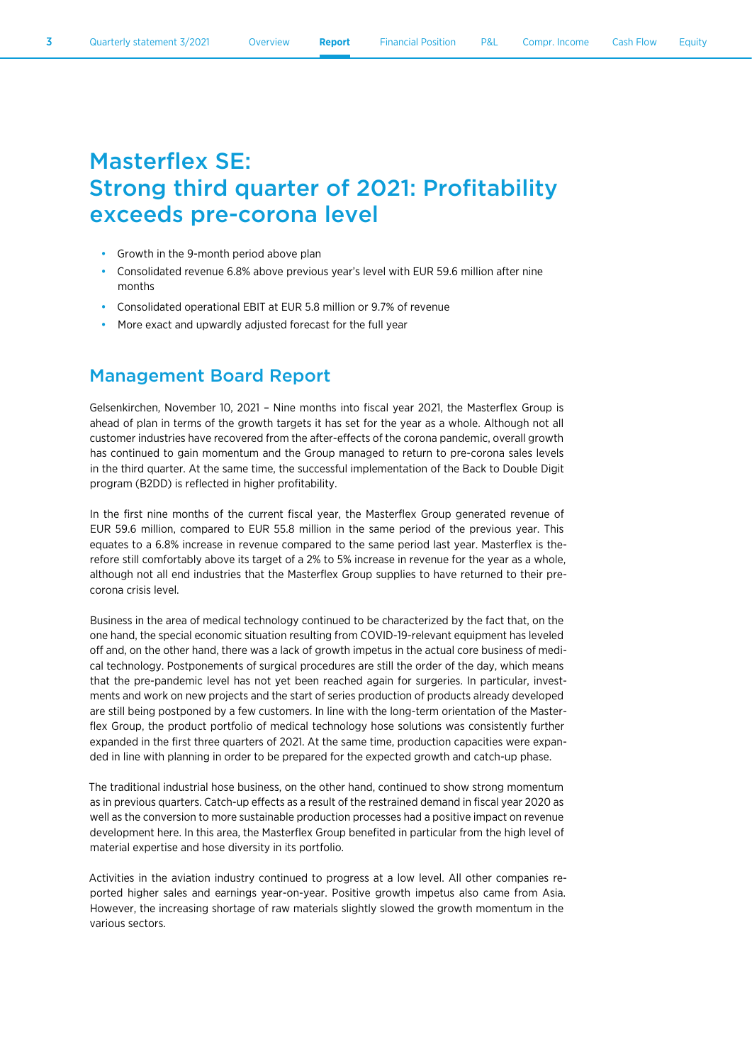# Masterflex SE:
# Strong third quarter of 2021: Profitability exceeds pre-corona level

- Growth in the 9-month period above plan
- Consolidated revenue 6.8% above previous year's level with EUR 59.6 million after nine months
- Consolidated operational EBIT at EUR 5.8 million or 9.7% of revenue
- More exact and upwardly adjusted forecast for the full year

## Management Board Report

Gelsenkirchen, November 10, 2021 – Nine months into fiscal year 2021, the Masterflex Group is ahead of plan in terms of the growth targets it has set for the year as a whole. Although not all customer industries have recovered from the after-effects of the corona pandemic, overall growth has continued to gain momentum and the Group managed to return to pre-corona sales levels in the third quarter. At the same time, the successful implementation of the Back to Double Digit program (B2DD) is reflected in higher profitability.

In the first nine months of the current fiscal year, the Masterflex Group generated revenue of EUR 59.6 million, compared to EUR 55.8 million in the same period of the previous year. This equates to a 6.8% increase in revenue compared to the same period last year. Masterflex is therefore still comfortably above its target of a 2% to 5% increase in revenue for the year as a whole, although not all end industries that the Masterflex Group supplies to have returned to their pre-corona crisis level.

Business in the area of medical technology continued to be characterized by the fact that, on the one hand, the special economic situation resulting from COVID-19-relevant equipment has leveled off and, on the other hand, there was a lack of growth impetus in the actual core business of medical technology. Postponements of surgical procedures are still the order of the day, which means that the pre-pandemic level has not yet been reached again for surgeries. In particular, investments and work on new projects and the start of series production of products already developed are still being postponed by a few customers. In line with the long-term orientation of the Masterflex Group, the product portfolio of medical technology hose solutions was consistently further expanded in the first three quarters of 2021. At the same time, production capacities were expanded in line with planning in order to be prepared for the expected growth and catch-up phase.

The traditional industrial hose business, on the other hand, continued to show strong momentum as in previous quarters. Catch-up effects as a result of the restrained demand in fiscal year 2020 as well as the conversion to more sustainable production processes had a positive impact on revenue development here. In this area, the Masterflex Group benefited in particular from the high level of material expertise and hose diversity in its portfolio.

Activities in the aviation industry continued to progress at a low level. All other companies reported higher sales and earnings year-on-year. Positive growth impetus also came from Asia. However, the increasing shortage of raw materials slightly slowed the growth momentum in the various sectors.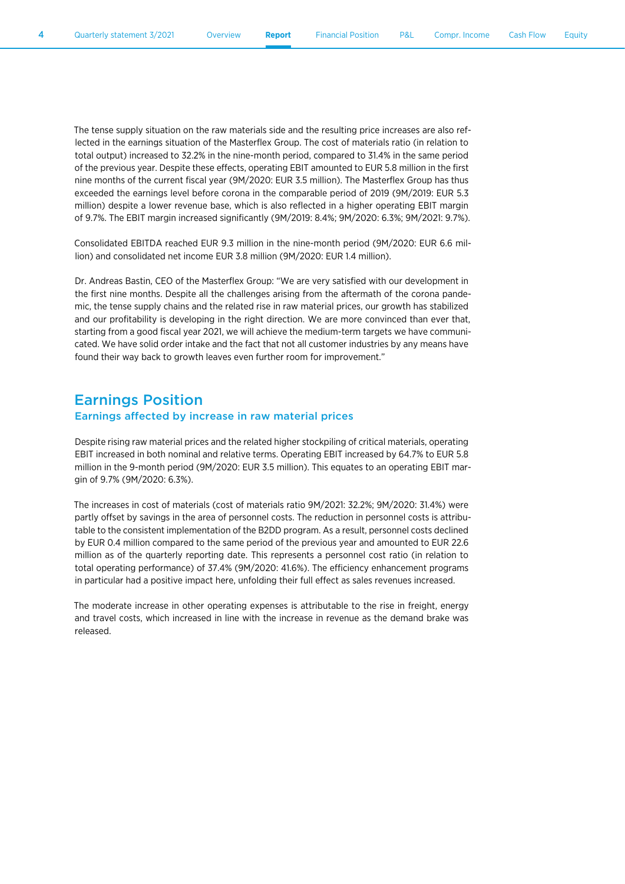The tense supply situation on the raw materials side and the resulting price increases are also reflected in the earnings situation of the Masterflex Group. The cost of materials ratio (in relation to total output) increased to 32.2% in the nine-month period, compared to 31.4% in the same period of the previous year. Despite these effects, operating EBIT amounted to EUR 5.8 million in the first nine months of the current fiscal year (9M/2020: EUR 3.5 million). The Masterflex Group has thus exceeded the earnings level before corona in the comparable period of 2019 (9M/2019: EUR 5.3 million) despite a lower revenue base, which is also reflected in a higher operating EBIT margin of 9.7%. The EBIT margin increased significantly (9M/2019: 8.4%; 9M/2020: 6.3%; 9M/2021: 9.7%).

Consolidated EBITDA reached EUR 9.3 million in the nine-month period (9M/2020: EUR 6.6 million) and consolidated net income EUR 3.8 million (9M/2020: EUR 1.4 million).

Dr. Andreas Bastin, CEO of the Masterflex Group: "We are very satisfied with our development in the first nine months. Despite all the challenges arising from the aftermath of the corona pandemic, the tense supply chains and the related rise in raw material prices, our growth has stabilized and our profitability is developing in the right direction. We are more convinced than ever that, starting from a good fiscal year 2021, we will achieve the medium-term targets we have communicated. We have solid order intake and the fact that not all customer industries by any means have found their way back to growth leaves even further room for improvement."

## Earnings Position

### Earnings affected by increase in raw material prices

Despite rising raw material prices and the related higher stockpiling of critical materials, operating EBIT increased in both nominal and relative terms. Operating EBIT increased by 64.7% to EUR 5.8 million in the 9-month period (9M/2020: EUR 3.5 million). This equates to an operating EBIT margin of 9.7% (9M/2020: 6.3%).

The increases in cost of materials (cost of materials ratio 9M/2021: 32.2%; 9M/2020: 31.4%) were partly offset by savings in the area of personnel costs. The reduction in personnel costs is attributable to the consistent implementation of the B2DD program. As a result, personnel costs declined by EUR 0.4 million compared to the same period of the previous year and amounted to EUR 22.6 million as of the quarterly reporting date. This represents a personnel cost ratio (in relation to total operating performance) of 37.4% (9M/2020: 41.6%). The efficiency enhancement programs in particular had a positive impact here, unfolding their full effect as sales revenues increased.

The moderate increase in other operating expenses is attributable to the rise in freight, energy and travel costs, which increased in line with the increase in revenue as the demand brake was released.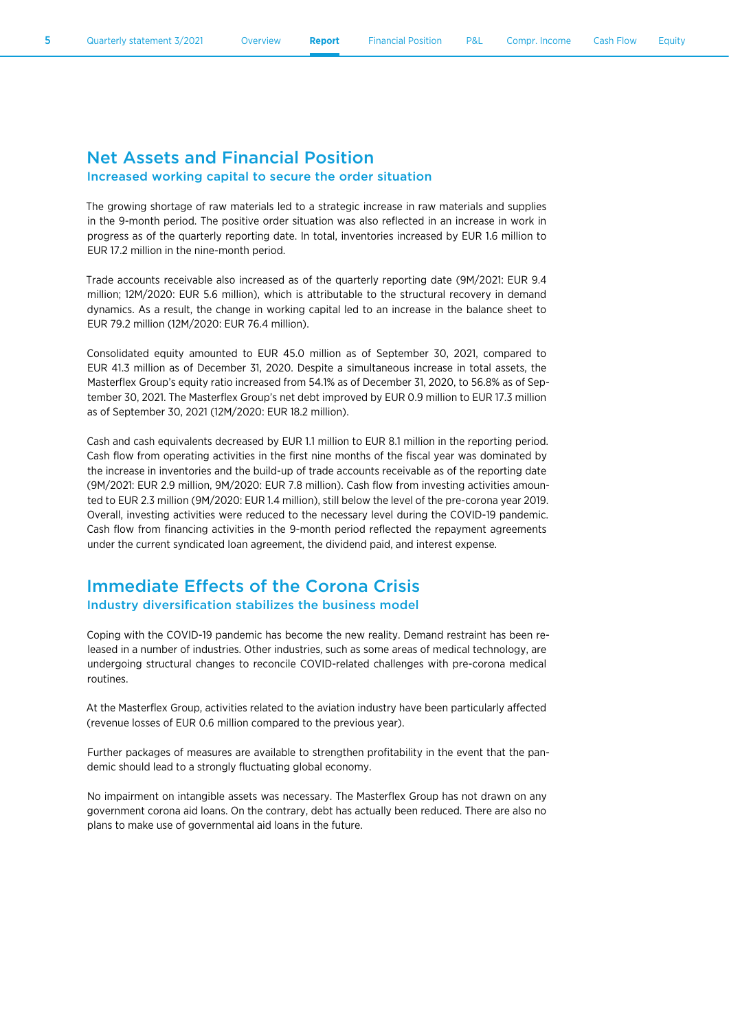## Net Assets and Financial Position

### Increased working capital to secure the order situation

The growing shortage of raw materials led to a strategic increase in raw materials and supplies in the 9-month period. The positive order situation was also reflected in an increase in work in progress as of the quarterly reporting date. In total, inventories increased by EUR 1.6 million to EUR 17.2 million in the nine-month period.

Trade accounts receivable also increased as of the quarterly reporting date (9M/2021: EUR 9.4 million; 12M/2020: EUR 5.6 million), which is attributable to the structural recovery in demand dynamics. As a result, the change in working capital led to an increase in the balance sheet to EUR 79.2 million (12M/2020: EUR 76.4 million).

Consolidated equity amounted to EUR 45.0 million as of September 30, 2021, compared to EUR 41.3 million as of December 31, 2020. Despite a simultaneous increase in total assets, the Masterflex Group's equity ratio increased from 54.1% as of December 31, 2020, to 56.8% as of September 30, 2021. The Masterflex Group's net debt improved by EUR 0.9 million to EUR 17.3 million as of September 30, 2021 (12M/2020: EUR 18.2 million).

Cash and cash equivalents decreased by EUR 1.1 million to EUR 8.1 million in the reporting period. Cash flow from operating activities in the first nine months of the fiscal year was dominated by the increase in inventories and the build-up of trade accounts receivable as of the reporting date (9M/2021: EUR 2.9 million, 9M/2020: EUR 7.8 million). Cash flow from investing activities amounted to EUR 2.3 million (9M/2020: EUR 1.4 million), still below the level of the pre-corona year 2019. Overall, investing activities were reduced to the necessary level during the COVID-19 pandemic. Cash flow from financing activities in the 9-month period reflected the repayment agreements under the current syndicated loan agreement, the dividend paid, and interest expense.

## Immediate Effects of the Corona Crisis

### Industry diversification stabilizes the business model

Coping with the COVID-19 pandemic has become the new reality. Demand restraint has been released in a number of industries. Other industries, such as some areas of medical technology, are undergoing structural changes to reconcile COVID-related challenges with pre-corona medical routines.

At the Masterflex Group, activities related to the aviation industry have been particularly affected (revenue losses of EUR 0.6 million compared to the previous year).

Further packages of measures are available to strengthen profitability in the event that the pandemic should lead to a strongly fluctuating global economy.

No impairment on intangible assets was necessary. The Masterflex Group has not drawn on any government corona aid loans. On the contrary, debt has actually been reduced. There are also no plans to make use of governmental aid loans in the future.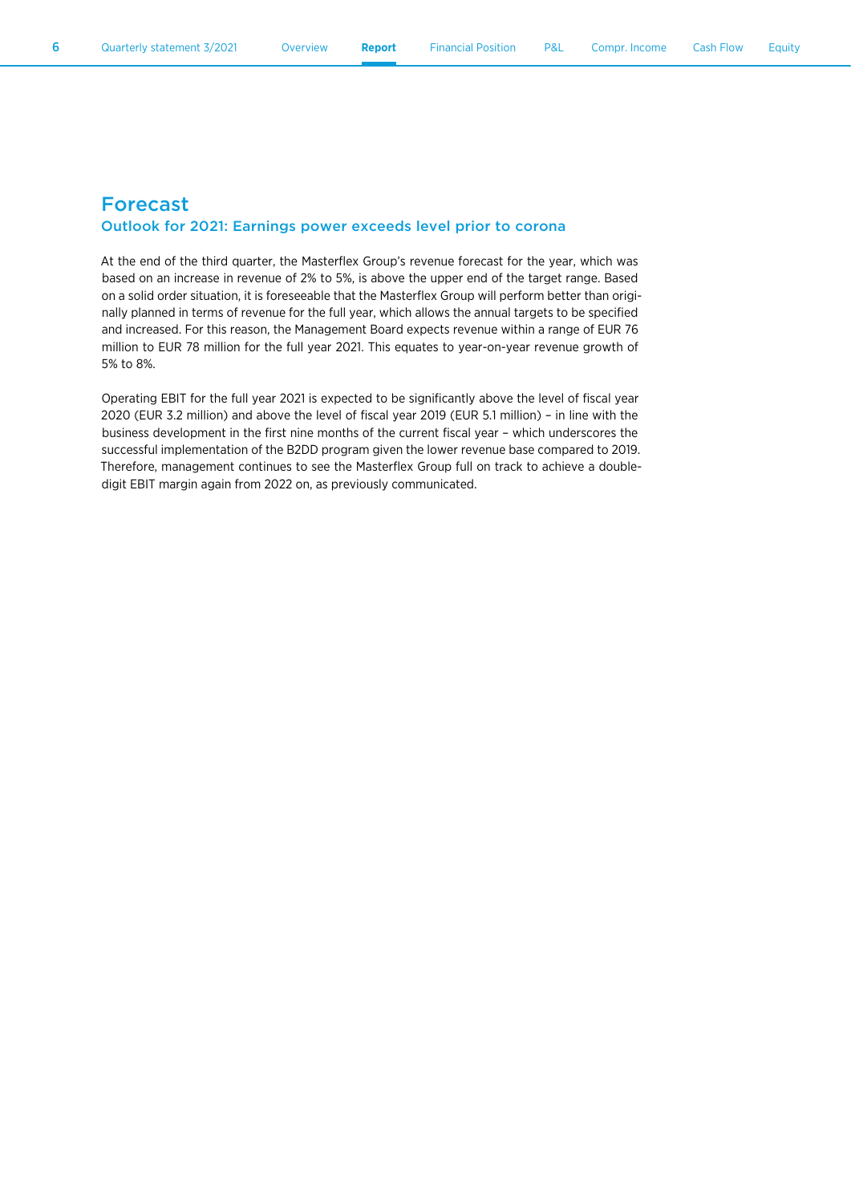# Forecast

## Outlook for 2021: Earnings power exceeds level prior to corona

At the end of the third quarter, the Masterflex Group's revenue forecast for the year, which was based on an increase in revenue of 2% to 5%, is above the upper end of the target range. Based on a solid order situation, it is foreseeable that the Masterflex Group will perform better than originally planned in terms of revenue for the full year, which allows the annual targets to be specified and increased. For this reason, the Management Board expects revenue within a range of EUR 76 million to EUR 78 million for the full year 2021. This equates to year-on-year revenue growth of 5% to 8%.

Operating EBIT for the full year 2021 is expected to be significantly above the level of fiscal year 2020 (EUR 3.2 million) and above the level of fiscal year 2019 (EUR 5.1 million) – in line with the business development in the first nine months of the current fiscal year – which underscores the successful implementation of the B2DD program given the lower revenue base compared to 2019. Therefore, management continues to see the Masterflex Group full on track to achieve a double-digit EBIT margin again from 2022 on, as previously communicated.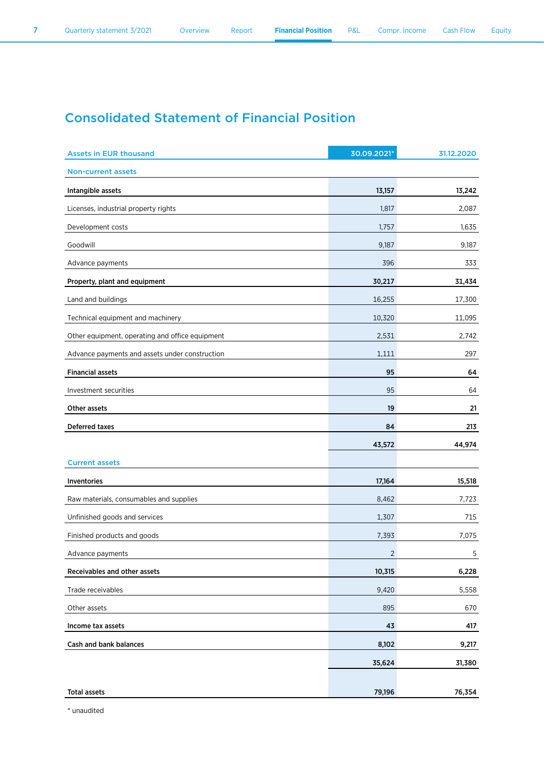# Consolidated Statement of Financial Position

| Assets in EUR thousand | 30.09.2021* | 31.12.2020 |
|---|---|---|
| **Non-current assets** | | |
| **Intangible assets** | **13,157** | **13,242** |
| Licenses, industrial property rights | 1,817 | 2,087 |
| Development costs | 1,757 | 1,635 |
| Goodwill | 9,187 | 9,187 |
| Advance payments | 396 | 333 |
| **Property, plant and equipment** | **30,217** | **31,434** |
| Land and buildings | 16,255 | 17,300 |
| Technical equipment and machinery | 10,320 | 11,095 |
| Other equipment, operating and office equipment | 2,531 | 2,742 |
| Advance payments and assets under construction | 1,111 | 297 |
| **Financial assets** | **95** | **64** |
| Investment securities | 95 | 64 |
| **Other assets** | **19** | **21** |
| **Deferred taxes** | **84** | **213** |
| | **43,572** | **44,974** |
| **Current assets** | | |
| **Inventories** | **17,164** | **15,518** |
| Raw materials, consumables and supplies | 8,462 | 7,723 |
| Unfinished goods and services | 1,307 | 715 |
| Finished products and goods | 7,393 | 7,075 |
| Advance payments | 2 | 5 |
| **Receivables and other assets** | **10,315** | **6,228** |
| Trade receivables | 9,420 | 5,558 |
| Other assets | 895 | 670 |
| **Income tax assets** | **43** | **417** |
| **Cash and bank balances** | **8,102** | **9,217** |
| | **35,624** | **31,380** |
| **Total assets** | **79,196** | **76,354** |

* unaudited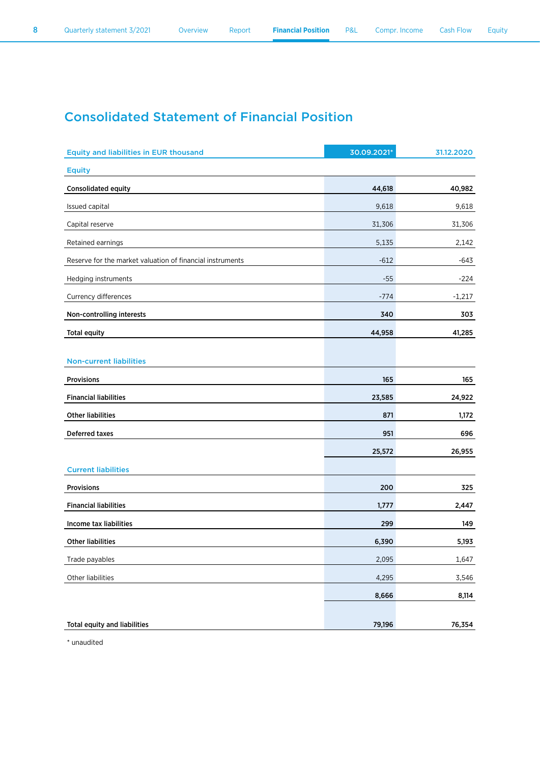# Consolidated Statement of Financial Position

| Equity and liabilities in EUR thousand | 30.09.2021* | 31.12.2020 |
|---|---|---|
| **Equity** | | |
| **Consolidated equity** | **44,618** | **40,982** |
| Issued capital | 9,618 | 9,618 |
| Capital reserve | 31,306 | 31,306 |
| Retained earnings | 5,135 | 2,142 |
| Reserve for the market valuation of financial instruments | -612 | -643 |
| Hedging instruments | -55 | -224 |
| Currency differences | -774 | -1,217 |
| **Non-controlling interests** | **340** | **303** |
| **Total equity** | **44,958** | **41,285** |
| **Non-current liabilities** | | |
| **Provisions** | **165** | **165** |
| **Financial liabilities** | **23,585** | **24,922** |
| **Other liabilities** | **871** | **1,172** |
| **Deferred taxes** | **951** | **696** |
| | **25,572** | **26,955** |
| **Current liabilities** | | |
| **Provisions** | **200** | **325** |
| **Financial liabilities** | **1,777** | **2,447** |
| **Income tax liabilities** | **299** | **149** |
| **Other liabilities** | **6,390** | **5,193** |
| Trade payables | 2,095 | 1,647 |
| Other liabilities | 4,295 | 3,546 |
| | **8,666** | **8,114** |
| **Total equity and liabilities** | **79,196** | **76,354** |

\* unaudited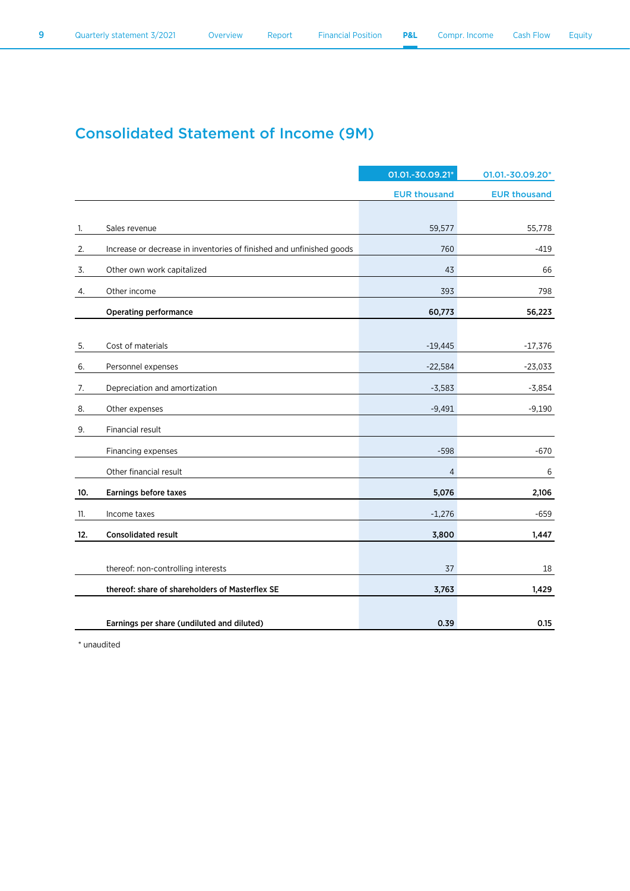# Consolidated Statement of Income (9M)

| | | 01.01.-30.09.21* | 01.01.-30.09.20* |
|---|---|---|---|
| | | EUR thousand | EUR thousand |
| 1. | Sales revenue | 59,577 | 55,778 |
| 2. | Increase or decrease in inventories of finished and unfinished goods | 760 | -419 |
| 3. | Other own work capitalized | 43 | 66 |
| 4. | Other income | 393 | 798 |
| | **Operating performance** | **60,773** | **56,223** |
| 5. | Cost of materials | -19,445 | -17,376 |
| 6. | Personnel expenses | -22,584 | -23,033 |
| 7. | Depreciation and amortization | -3,583 | -3,854 |
| 8. | Other expenses | -9,491 | -9,190 |
| 9. | Financial result | | |
| | Financing expenses | -598 | -670 |
| | Other financial result | 4 | 6 |
| **10.** | **Earnings before taxes** | **5,076** | **2,106** |
| 11. | Income taxes | -1,276 | -659 |
| **12.** | **Consolidated result** | **3,800** | **1,447** |
| | thereof: non-controlling interests | 37 | 18 |
| | **thereof: share of shareholders of Masterflex SE** | **3,763** | **1,429** |
| | **Earnings per share (undiluted and diluted)** | **0.39** | **0.15** |

\* unaudited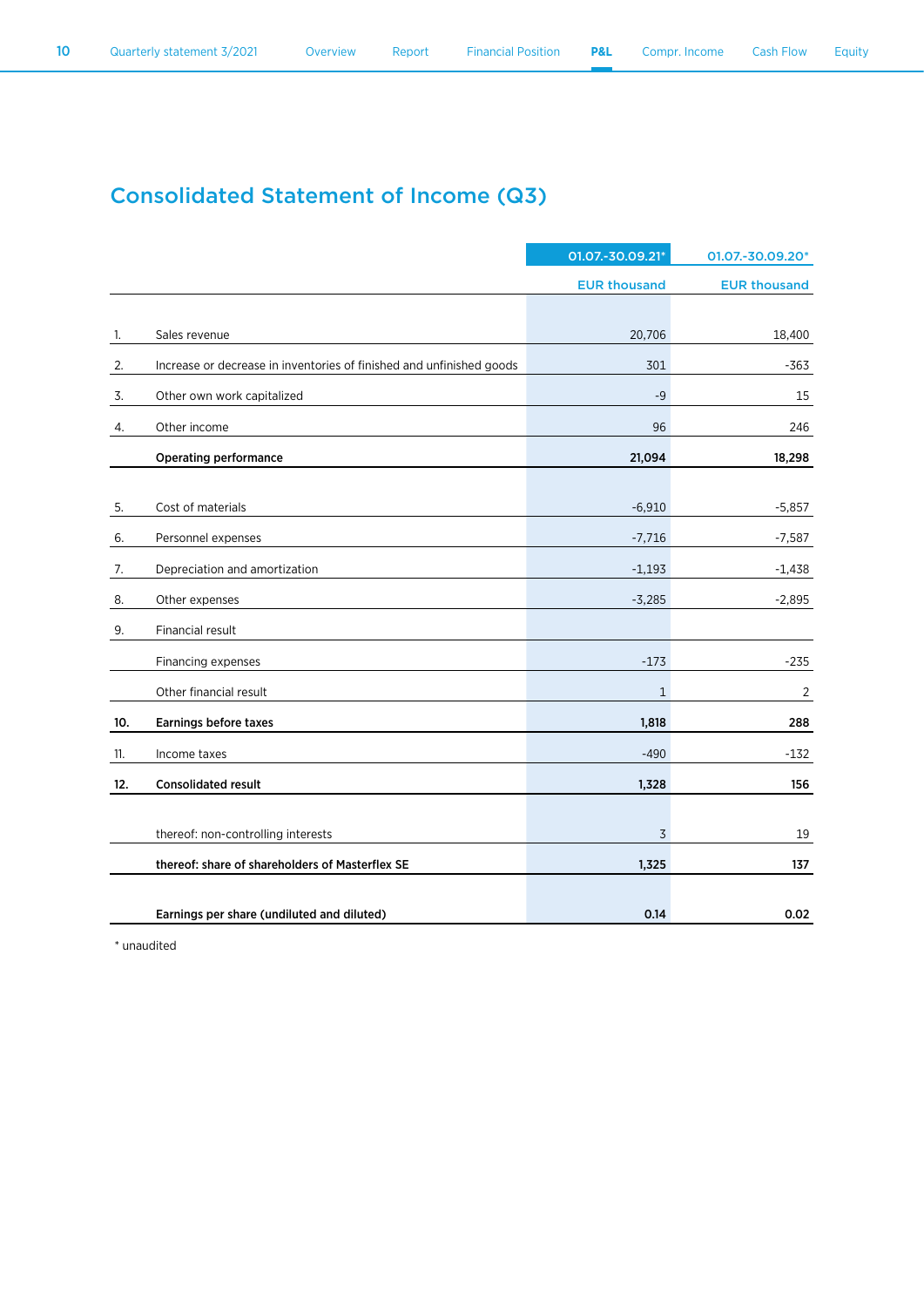# Consolidated Statement of Income (Q3)

| | | 01.07.-30.09.21* | 01.07.-30.09.20* |
|---|---|---|---|
| | | EUR thousand | EUR thousand |
| 1. | Sales revenue | 20,706 | 18,400 |
| 2. | Increase or decrease in inventories of finished and unfinished goods | 301 | -363 |
| 3. | Other own work capitalized | -9 | 15 |
| 4. | Other income | 96 | 246 |
| | **Operating performance** | **21,094** | **18,298** |
| 5. | Cost of materials | -6,910 | -5,857 |
| 6. | Personnel expenses | -7,716 | -7,587 |
| 7. | Depreciation and amortization | -1,193 | -1,438 |
| 8. | Other expenses | -3,285 | -2,895 |
| 9. | Financial result | | |
| | Financing expenses | -173 | -235 |
| | Other financial result | 1 | 2 |
| **10.** | **Earnings before taxes** | **1,818** | **288** |
| 11. | Income taxes | -490 | -132 |
| **12.** | **Consolidated result** | **1,328** | **156** |
| | thereof: non-controlling interests | 3 | 19 |
| | **thereof: share of shareholders of Masterflex SE** | **1,325** | **137** |
| | **Earnings per share (undiluted and diluted)** | **0.14** | **0.02** |

* unaudited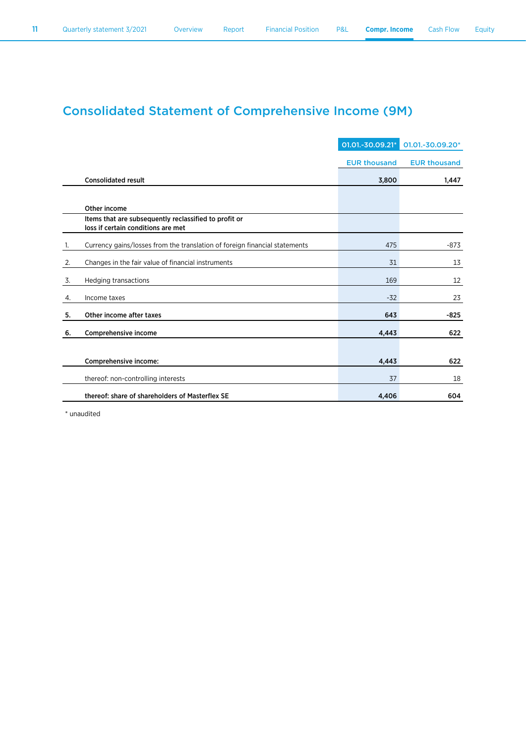# Consolidated Statement of Comprehensive Income (9M)

| | | 01.01.-30.09.21* | 01.01.-30.09.20* |
|---|---|---|---|
| | | EUR thousand | EUR thousand |
| | **Consolidated result** | **3,800** | **1,447** |
| | | | |
| | **Other income** | | |
| | **Items that are subsequently reclassified to profit or loss if certain conditions are met** | | |
| 1. | Currency gains/losses from the translation of foreign financial statements | 475 | -873 |
| 2. | Changes in the fair value of financial instruments | 31 | 13 |
| 3. | Hedging transactions | 169 | 12 |
| 4. | Income taxes | -32 | 23 |
| **5.** | **Other income after taxes** | **643** | **-825** |
| **6.** | **Comprehensive income** | **4,443** | **622** |
| | | | |
| | **Comprehensive income:** | **4,443** | **622** |
| | thereof: non-controlling interests | 37 | 18 |
| | **thereof: share of shareholders of Masterflex SE** | **4,406** | **604** |

* unaudited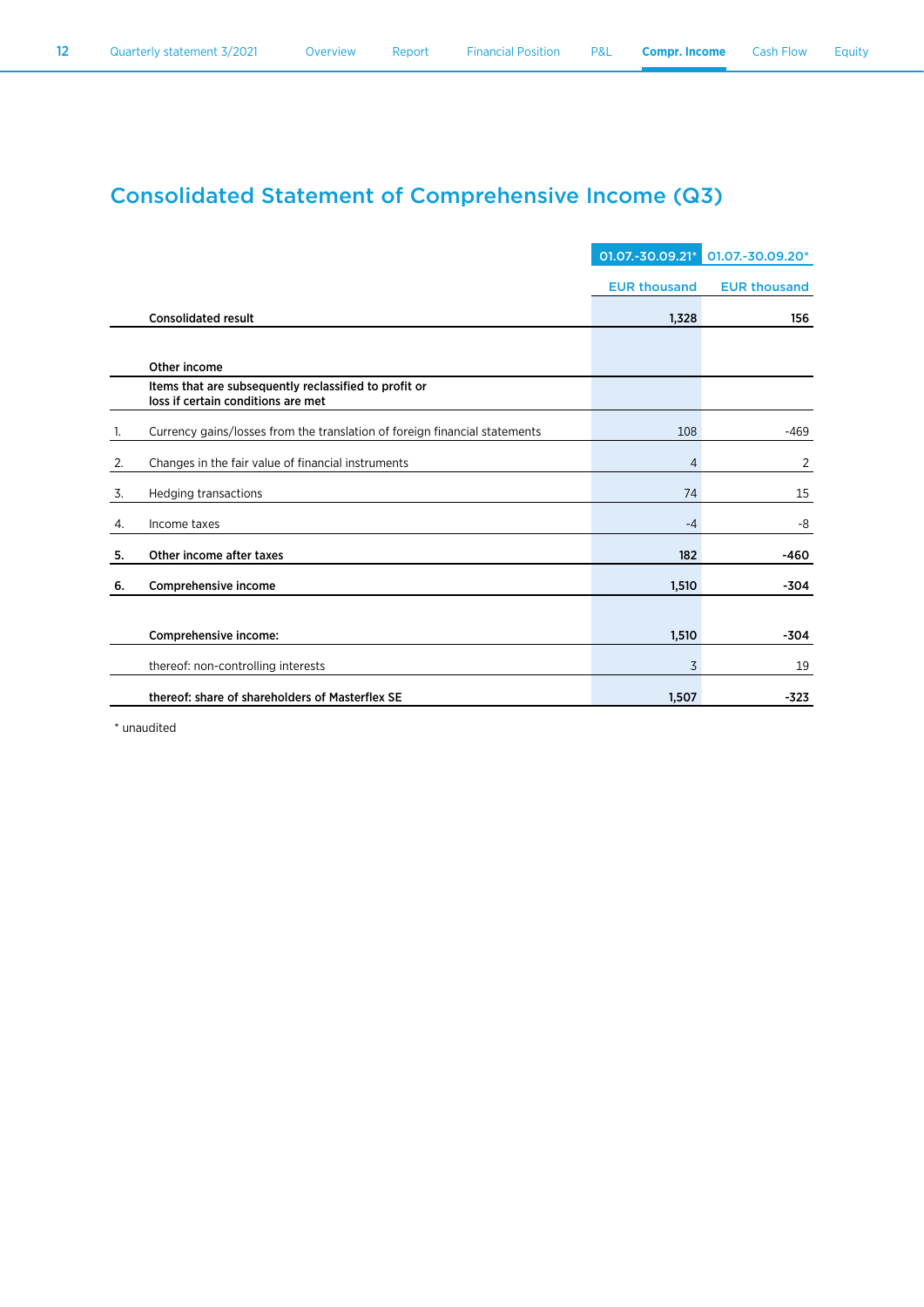# Consolidated Statement of Comprehensive Income (Q3)

| | | 01.07.-30.09.21* | 01.07.-30.09.20* |
|---|---|---|---|
| | | EUR thousand | EUR thousand |
| | **Consolidated result** | **1,328** | **156** |
| | **Other income** | | |
| | **Items that are subsequently reclassified to profit or loss if certain conditions are met** | | |
| 1. | Currency gains/losses from the translation of foreign financial statements | 108 | -469 |
| 2. | Changes in the fair value of financial instruments | 4 | 2 |
| 3. | Hedging transactions | 74 | 15 |
| 4. | Income taxes | -4 | -8 |
| **5.** | **Other income after taxes** | **182** | **-460** |
| **6.** | **Comprehensive income** | **1,510** | **-304** |
| | **Comprehensive income:** | **1,510** | **-304** |
| | thereof: non-controlling interests | 3 | 19 |
| | **thereof: share of shareholders of Masterflex SE** | **1,507** | **-323** |

* unaudited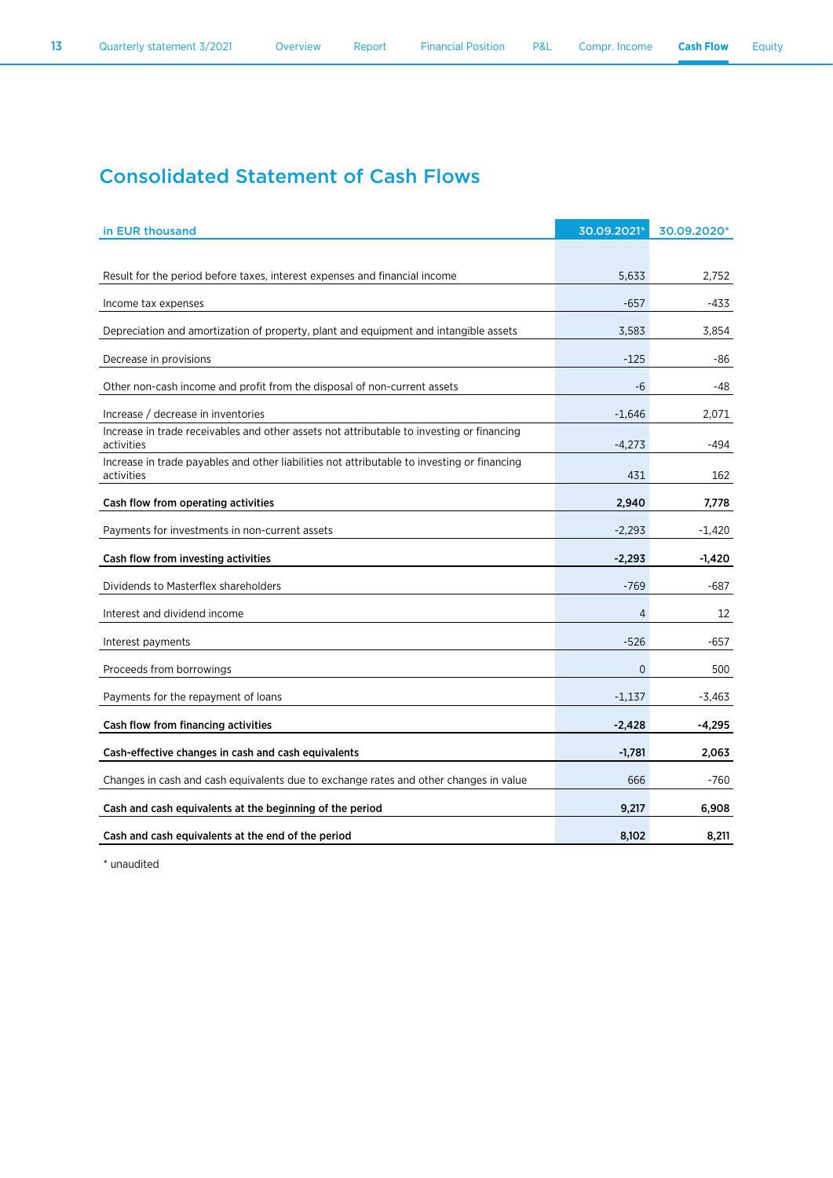# Consolidated Statement of Cash Flows

| in EUR thousand | 30.09.2021* | 30.09.2020* |
|---|---|---|
| Result for the period before taxes, interest expenses and financial income | 5,633 | 2,752 |
| Income tax expenses | -657 | -433 |
| Depreciation and amortization of property, plant and equipment and intangible assets | 3,583 | 3,854 |
| Decrease in provisions | -125 | -86 |
| Other non-cash income and profit from the disposal of non-current assets | -6 | -48 |
| Increase / decrease in inventories | -1,646 | 2,071 |
| Increase in trade receivables and other assets not attributable to investing or financing activities | -4,273 | -494 |
| Increase in trade payables and other liabilities not attributable to investing or financing activities | 431 | 162 |
| **Cash flow from operating activities** | **2,940** | **7,778** |
| Payments for investments in non-current assets | -2,293 | -1,420 |
| **Cash flow from investing activities** | **-2,293** | **-1,420** |
| Dividends to Masterflex shareholders | -769 | -687 |
| Interest and dividend income | 4 | 12 |
| Interest payments | -526 | -657 |
| Proceeds from borrowings | 0 | 500 |
| Payments for the repayment of loans | -1,137 | -3,463 |
| **Cash flow from financing activities** | **-2,428** | **-4,295** |
| **Cash-effective changes in cash and cash equivalents** | **-1,781** | **2,063** |
| Changes in cash and cash equivalents due to exchange rates and other changes in value | 666 | -760 |
| **Cash and cash equivalents at the beginning of the period** | **9,217** | **6,908** |
| **Cash and cash equivalents at the end of the period** | **8,102** | **8,211** |

* unaudited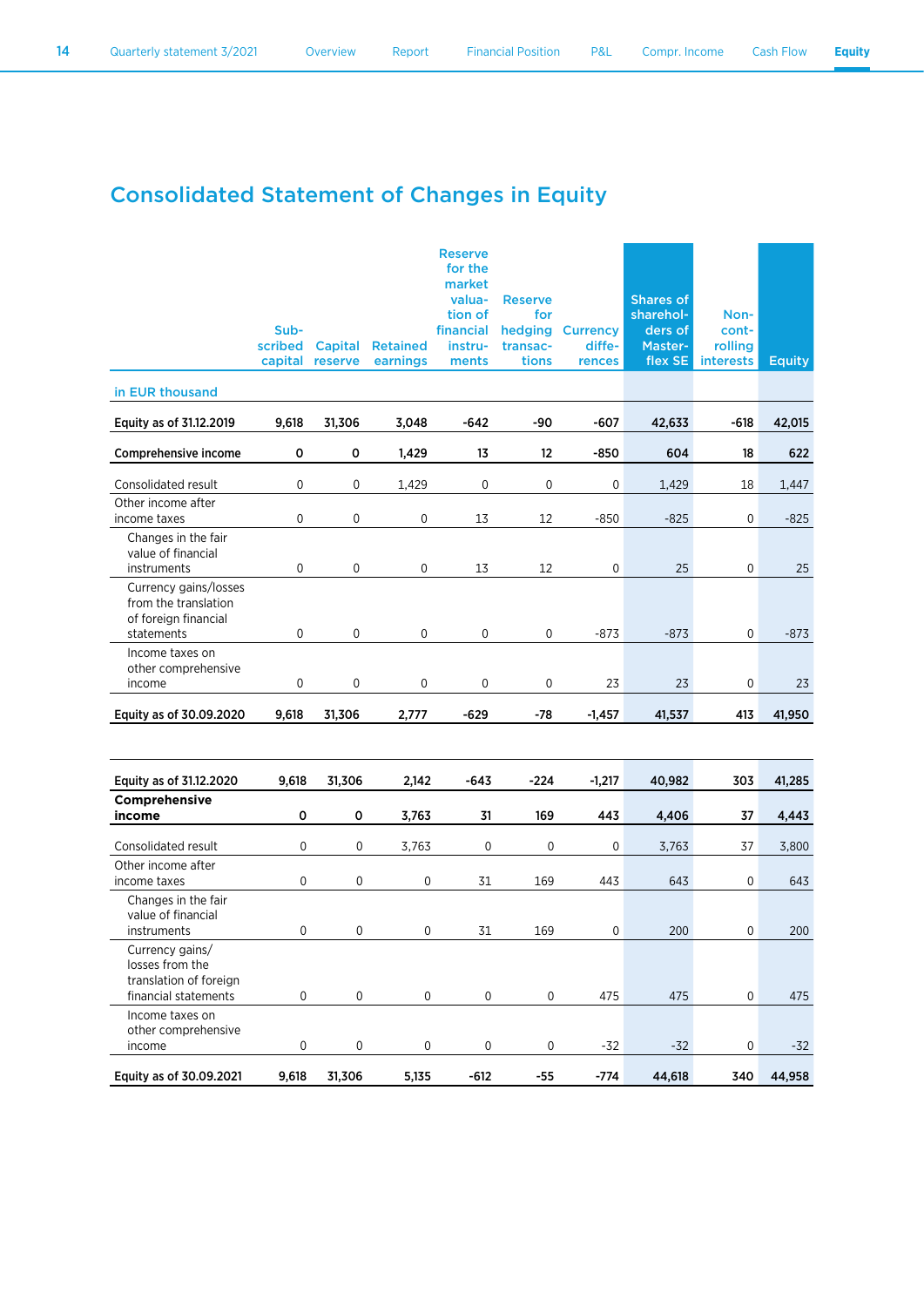# Consolidated Statement of Changes in Equity

| in EUR thousand | Subscribed capital | Capital reserve | Retained earnings | Reserve for the market valuation of financial instruments | Reserve for hedging transactions | Currency differences | Shares of shareholders of Masterflex SE | Non-controlling interests | Equity |
|---|---|---|---|---|---|---|---|---|---|
| **Equity as of 31.12.2019** | **9,618** | **31,306** | **3,048** | **-642** | **-90** | **-607** | **42,633** | **-618** | **42,015** |
| **Comprehensive income** | **0** | **0** | **1,429** | **13** | **12** | **-850** | **604** | **18** | **622** |
| Consolidated result | 0 | 0 | 1,429 | 0 | 0 | 0 | 1,429 | 18 | 1,447 |
| Other income after income taxes | 0 | 0 | 0 | 13 | 12 | -850 | -825 | 0 | -825 |
| Changes in the fair value of financial instruments | 0 | 0 | 0 | 13 | 12 | 0 | 25 | 0 | 25 |
| Currency gains/losses from the translation of foreign financial statements | 0 | 0 | 0 | 0 | 0 | -873 | -873 | 0 | -873 |
| Income taxes on other comprehensive income | 0 | 0 | 0 | 0 | 0 | 23 | 23 | 0 | 23 |
| **Equity as of 30.09.2020** | **9,618** | **31,306** | **2,777** | **-629** | **-78** | **-1,457** | **41,537** | **413** | **41,950** |
| | | | | | | | | | |
| **Equity as of 31.12.2020** | **9,618** | **31,306** | **2,142** | **-643** | **-224** | **-1,217** | **40,982** | **303** | **41,285** |
| **Comprehensive income** | **0** | **0** | **3,763** | **31** | **169** | **443** | **4,406** | **37** | **4,443** |
| Consolidated result | 0 | 0 | 3,763 | 0 | 0 | 0 | 3,763 | 37 | 3,800 |
| Other income after income taxes | 0 | 0 | 0 | 31 | 169 | 443 | 643 | 0 | 643 |
| Changes in the fair value of financial instruments | 0 | 0 | 0 | 31 | 169 | 0 | 200 | 0 | 200 |
| Currency gains/losses from the translation of foreign financial statements | 0 | 0 | 0 | 0 | 0 | 475 | 475 | 0 | 475 |
| Income taxes on other comprehensive income | 0 | 0 | 0 | 0 | 0 | -32 | -32 | 0 | -32 |
| **Equity as of 30.09.2021** | **9,618** | **31,306** | **5,135** | **-612** | **-55** | **-774** | **44,618** | **340** | **44,958** |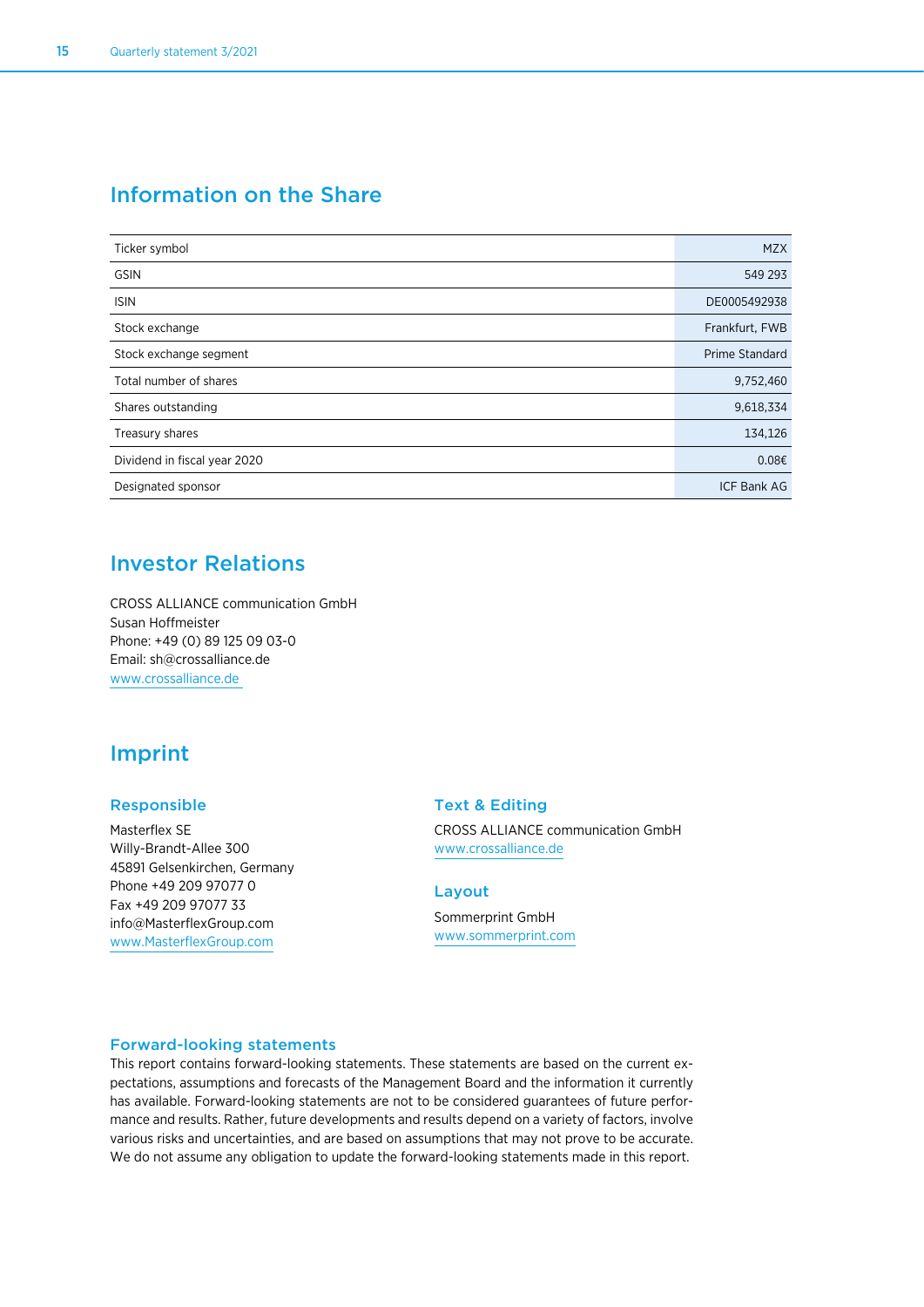## Information on the Share

| | |
|---|---|
| Ticker symbol | MZX |
| GSIN | 549 293 |
| ISIN | DE0005492938 |
| Stock exchange | Frankfurt, FWB |
| Stock exchange segment | Prime Standard |
| Total number of shares | 9,752,460 |
| Shares outstanding | 9,618,334 |
| Treasury shares | 134,126 |
| Dividend in fiscal year 2020 | 0.08€ |
| Designated sponsor | ICF Bank AG |

## Investor Relations

CROSS ALLIANCE communication GmbH
Susan Hoffmeister
Phone: +49 (0) 89 125 09 03-0
Email: sh@crossalliance.de
www.crossalliance.de

## Imprint

### Responsible

Masterflex SE
Willy-Brandt-Allee 300
45891 Gelsenkirchen, Germany
Phone +49 209 97077 0
Fax +49 209 97077 33
info@MasterflexGroup.com
www.MasterflexGroup.com

### Text & Editing

CROSS ALLIANCE communication GmbH
www.crossalliance.de

### Layout

Sommerprint GmbH
www.sommerprint.com

### Forward-looking statements

This report contains forward-looking statements. These statements are based on the current expectations, assumptions and forecasts of the Management Board and the information it currently has available. Forward-looking statements are not to be considered guarantees of future performance and results. Rather, future developments and results depend on a variety of factors, involve various risks and uncertainties, and are based on assumptions that may not prove to be accurate. We do not assume any obligation to update the forward-looking statements made in this report.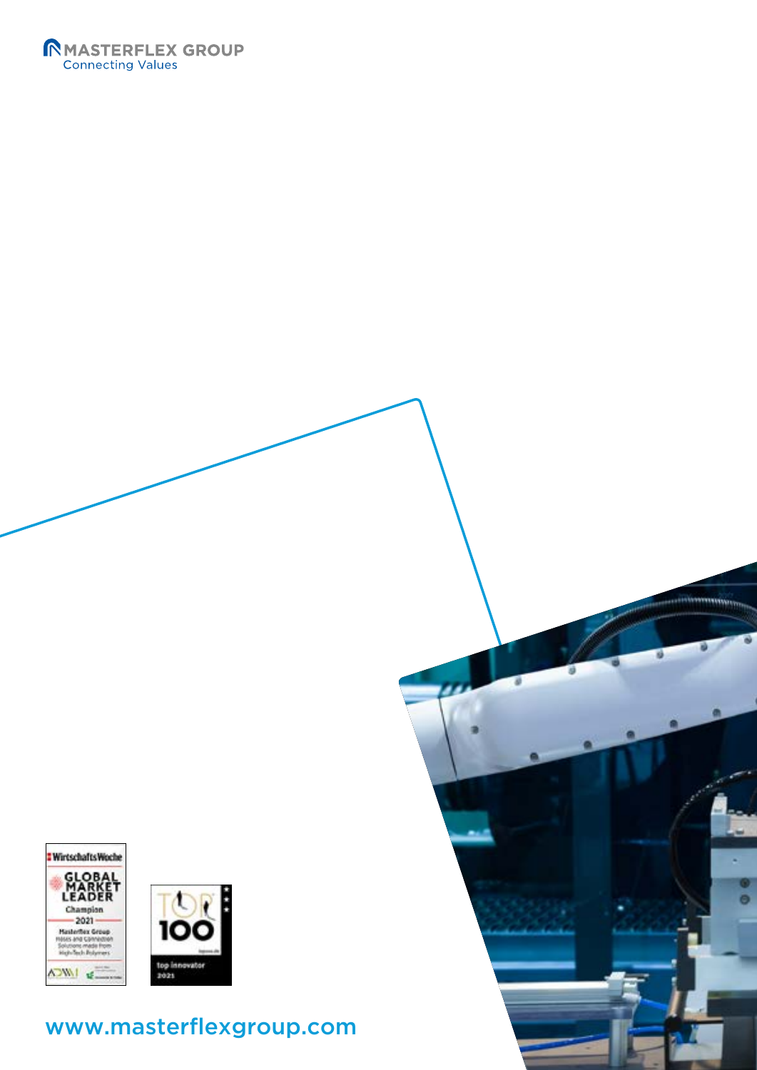MASTERFLEX GROUP
Connecting Values

WirtschaftsWoche
GLOBAL MARKET LEADER
Champion
2021
Masterflex Group
Hoses and Connection Solutions made from High-Tech Polymers

TOP 100
top innovator
2021

www.masterflexgroup.com